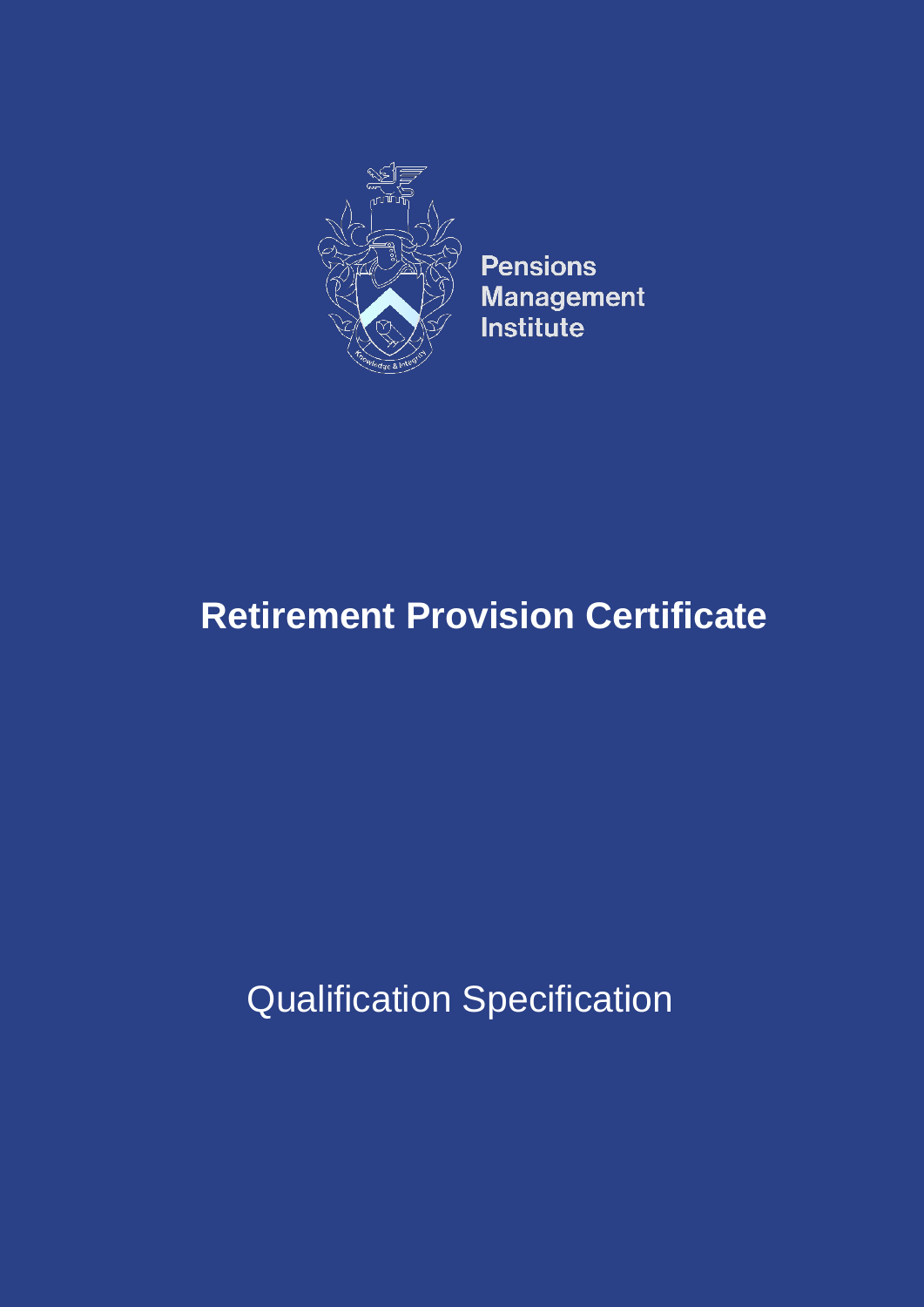Pensions
Management
Institute

# Retirement Provision Certificate

Qualification Specification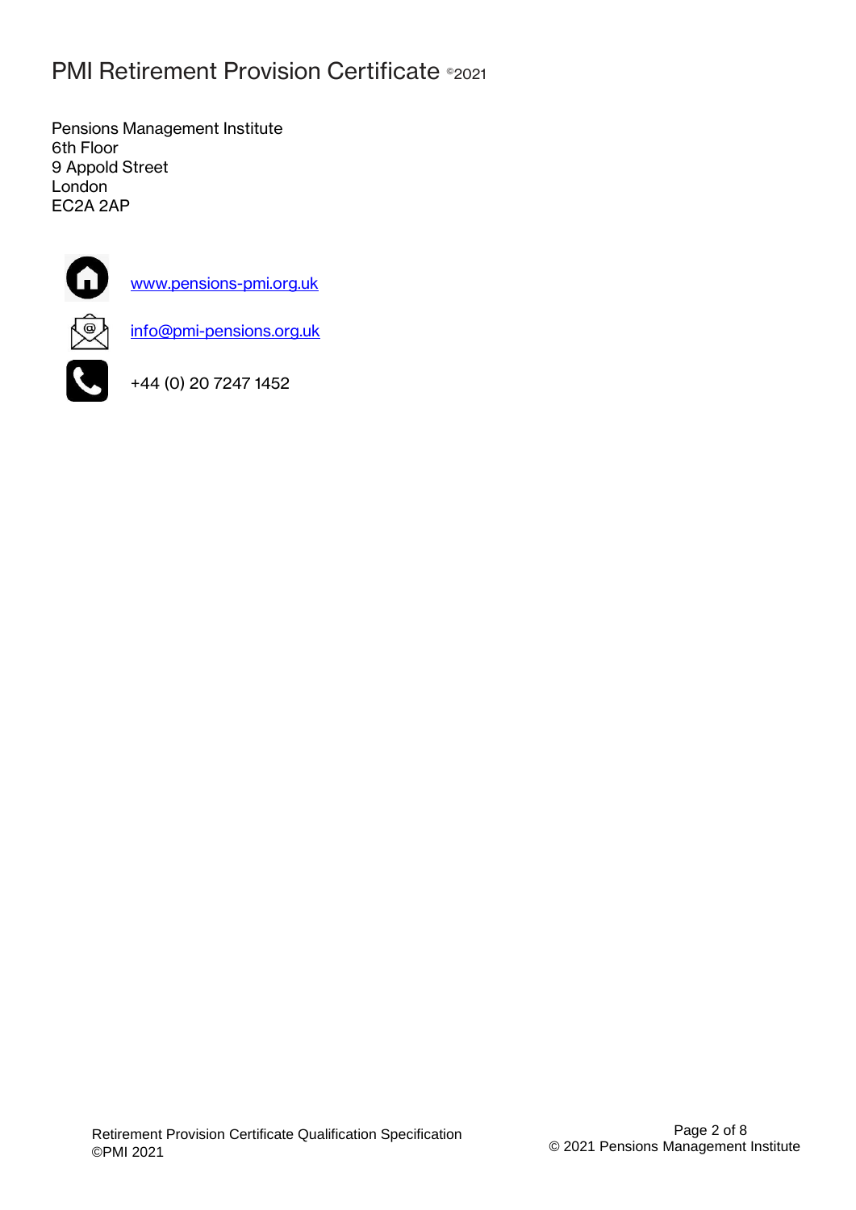# PMI Retirement Provision Certificate ©2021

Pensions Management Institute
6th Floor
9 Appold Street
London
EC2A 2AP

[www.pensions-pmi.org.uk](http://www.pensions-pmi.org.uk)

[info@pmi-pensions.org.uk](mailto:info@pmi-pensions.org.uk)

+44 (0) 20 7247 1452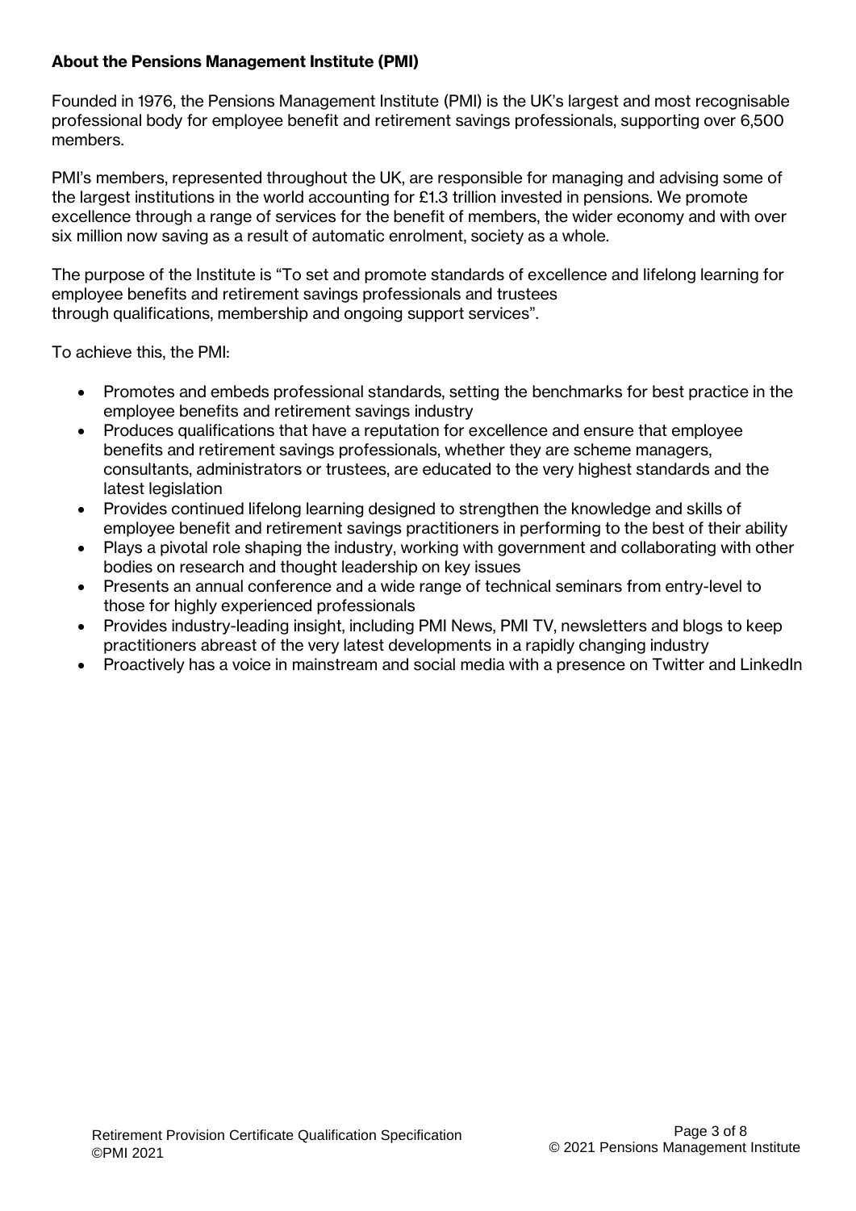## About the Pensions Management Institute (PMI)

Founded in 1976, the Pensions Management Institute (PMI) is the UK's largest and most recognisable professional body for employee benefit and retirement savings professionals, supporting over 6,500 members.

PMI's members, represented throughout the UK, are responsible for managing and advising some of the largest institutions in the world accounting for £1.3 trillion invested in pensions. We promote excellence through a range of services for the benefit of members, the wider economy and with over six million now saving as a result of automatic enrolment, society as a whole.

The purpose of the Institute is "To set and promote standards of excellence and lifelong learning for employee benefits and retirement savings professionals and trustees through qualifications, membership and ongoing support services".

To achieve this, the PMI:

- Promotes and embeds professional standards, setting the benchmarks for best practice in the employee benefits and retirement savings industry
- Produces qualifications that have a reputation for excellence and ensure that employee benefits and retirement savings professionals, whether they are scheme managers, consultants, administrators or trustees, are educated to the very highest standards and the latest legislation
- Provides continued lifelong learning designed to strengthen the knowledge and skills of employee benefit and retirement savings practitioners in performing to the best of their ability
- Plays a pivotal role shaping the industry, working with government and collaborating with other bodies on research and thought leadership on key issues
- Presents an annual conference and a wide range of technical seminars from entry-level to those for highly experienced professionals
- Provides industry-leading insight, including PMI News, PMI TV, newsletters and blogs to keep practitioners abreast of the very latest developments in a rapidly changing industry
- Proactively has a voice in mainstream and social media with a presence on Twitter and LinkedIn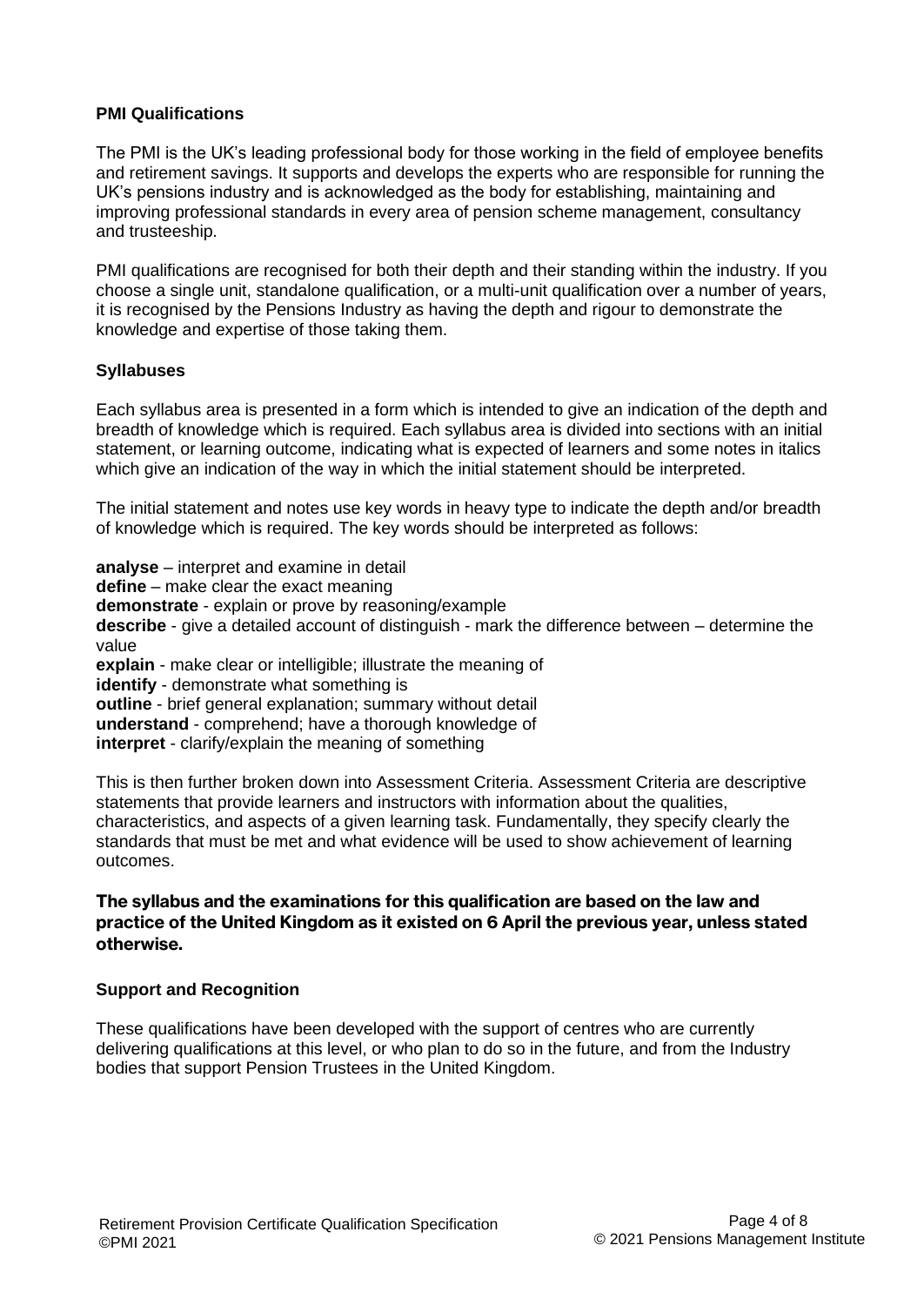## PMI Qualifications

The PMI is the UK's leading professional body for those working in the field of employee benefits and retirement savings. It supports and develops the experts who are responsible for running the UK's pensions industry and is acknowledged as the body for establishing, maintaining and improving professional standards in every area of pension scheme management, consultancy and trusteeship.

PMI qualifications are recognised for both their depth and their standing within the industry. If you choose a single unit, standalone qualification, or a multi-unit qualification over a number of years, it is recognised by the Pensions Industry as having the depth and rigour to demonstrate the knowledge and expertise of those taking them.

## Syllabuses

Each syllabus area is presented in a form which is intended to give an indication of the depth and breadth of knowledge which is required. Each syllabus area is divided into sections with an initial statement, or learning outcome, indicating what is expected of learners and some notes in italics which give an indication of the way in which the initial statement should be interpreted.

The initial statement and notes use key words in heavy type to indicate the depth and/or breadth of knowledge which is required. The key words should be interpreted as follows:

**analyse** – interpret and examine in detail
**define** – make clear the exact meaning
**demonstrate** - explain or prove by reasoning/example
**describe** - give a detailed account of distinguish - mark the difference between – determine the value
**explain** - make clear or intelligible; illustrate the meaning of
**identify** - demonstrate what something is
**outline** - brief general explanation; summary without detail
**understand** - comprehend; have a thorough knowledge of
**interpret** - clarify/explain the meaning of something

This is then further broken down into Assessment Criteria. Assessment Criteria are descriptive statements that provide learners and instructors with information about the qualities, characteristics, and aspects of a given learning task. Fundamentally, they specify clearly the standards that must be met and what evidence will be used to show achievement of learning outcomes.

**The syllabus and the examinations for this qualification are based on the law and practice of the United Kingdom as it existed on 6 April the previous year, unless stated otherwise.**

## Support and Recognition

These qualifications have been developed with the support of centres who are currently delivering qualifications at this level, or who plan to do so in the future, and from the Industry bodies that support Pension Trustees in the United Kingdom.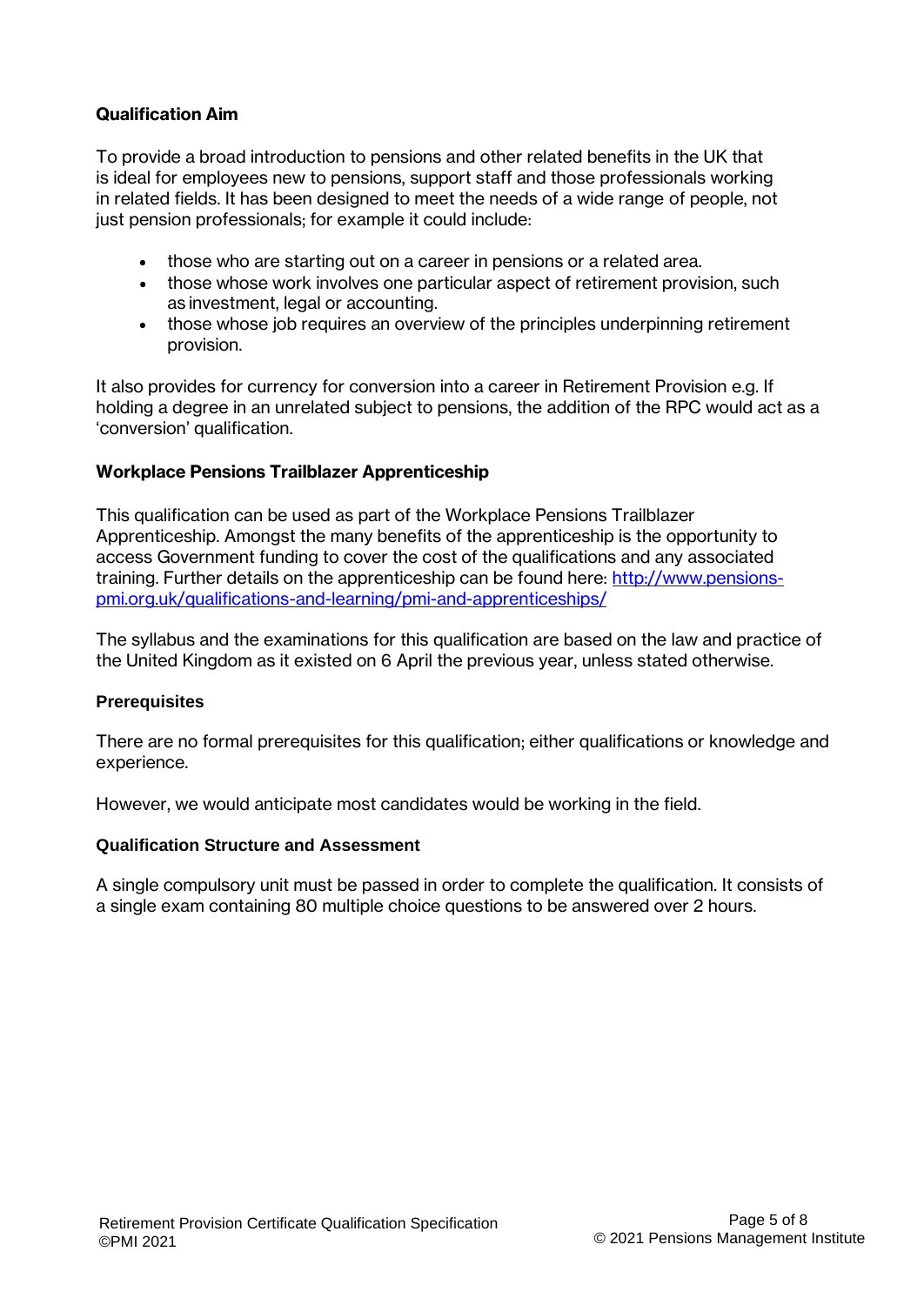**Qualification Aim**

To provide a broad introduction to pensions and other related benefits in the UK that is ideal for employees new to pensions, support staff and those professionals working in related fields. It has been designed to meet the needs of a wide range of people, not just pension professionals; for example it could include:

- those who are starting out on a career in pensions or a related area.
- those whose work involves one particular aspect of retirement provision, such as investment, legal or accounting.
- those whose job requires an overview of the principles underpinning retirement provision.

It also provides for currency for conversion into a career in Retirement Provision e.g. If holding a degree in an unrelated subject to pensions, the addition of the RPC would act as a 'conversion' qualification.

**Workplace Pensions Trailblazer Apprenticeship**

This qualification can be used as part of the Workplace Pensions Trailblazer Apprenticeship. Amongst the many benefits of the apprenticeship is the opportunity to access Government funding to cover the cost of the qualifications and any associated training. Further details on the apprenticeship can be found here: [http://www.pensions-pmi.org.uk/qualifications-and-learning/pmi-and-apprenticeships/](http://www.pensions-pmi.org.uk/qualifications-and-learning/pmi-and-apprenticeships/)

The syllabus and the examinations for this qualification are based on the law and practice of the United Kingdom as it existed on 6 April the previous year, unless stated otherwise.

**Prerequisites**

There are no formal prerequisites for this qualification; either qualifications or knowledge and experience.

However, we would anticipate most candidates would be working in the field.

**Qualification Structure and Assessment**

A single compulsory unit must be passed in order to complete the qualification. It consists of a single exam containing 80 multiple choice questions to be answered over 2 hours.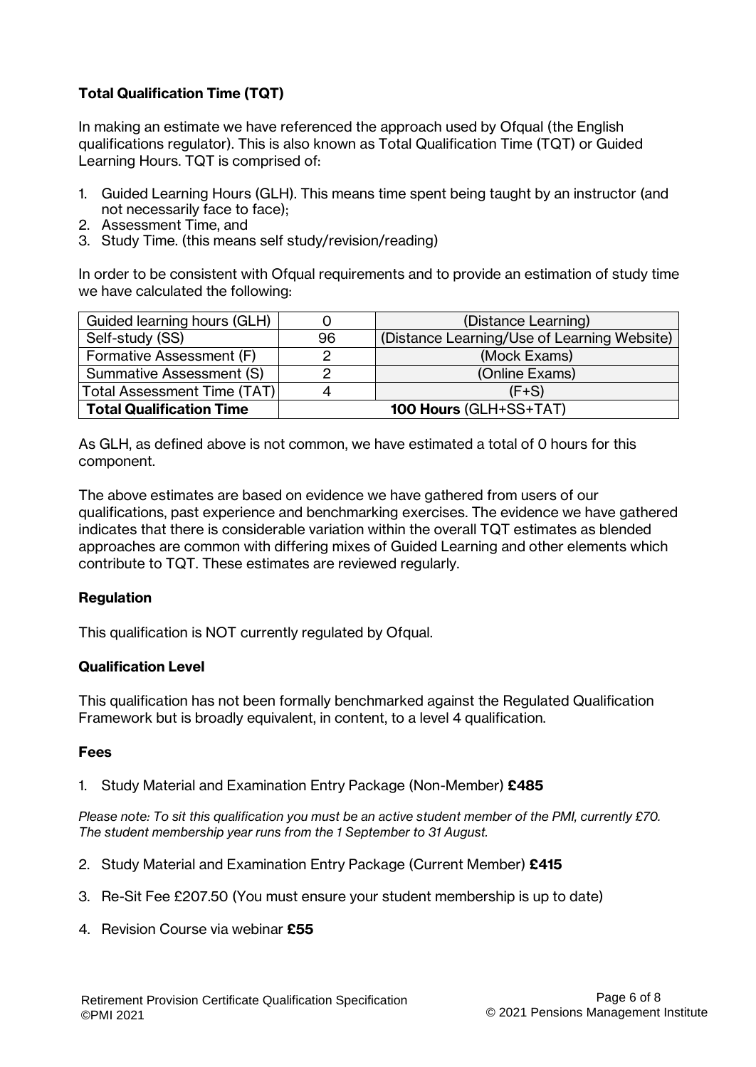### Total Qualification Time (TQT)

In making an estimate we have referenced the approach used by Ofqual (the English qualifications regulator). This is also known as Total Qualification Time (TQT) or Guided Learning Hours. TQT is comprised of:

1. Guided Learning Hours (GLH). This means time spent being taught by an instructor (and not necessarily face to face);
2. Assessment Time, and
3. Study Time. (this means self study/revision/reading)

In order to be consistent with Ofqual requirements and to provide an estimation of study time we have calculated the following:

| Guided learning hours (GLH) | 0 | (Distance Learning) |
|---|---|---|
| Self-study (SS) | 96 | (Distance Learning/Use of Learning Website) |
| Formative Assessment (F) | 2 | (Mock Exams) |
| Summative Assessment (S) | 2 | (Online Exams) |
| Total Assessment Time (TAT) | 4 | (F+S) |
| **Total Qualification Time** | **100 Hours** (GLH+SS+TAT) | |

As GLH, as defined above is not common, we have estimated a total of 0 hours for this component.

The above estimates are based on evidence we have gathered from users of our qualifications, past experience and benchmarking exercises. The evidence we have gathered indicates that there is considerable variation within the overall TQT estimates as blended approaches are common with differing mixes of Guided Learning and other elements which contribute to TQT. These estimates are reviewed regularly.

### Regulation

This qualification is NOT currently regulated by Ofqual.

### Qualification Level

This qualification has not been formally benchmarked against the Regulated Qualification Framework but is broadly equivalent, in content, to a level 4 qualification.

### Fees

1. Study Material and Examination Entry Package (Non-Member) **£485**

*Please note: To sit this qualification you must be an active student member of the PMI, currently £70. The student membership year runs from the 1 September to 31 August.*

2. Study Material and Examination Entry Package (Current Member) **£415**
3. Re-Sit Fee £207.50 (You must ensure your student membership is up to date)
4. Revision Course via webinar **£55**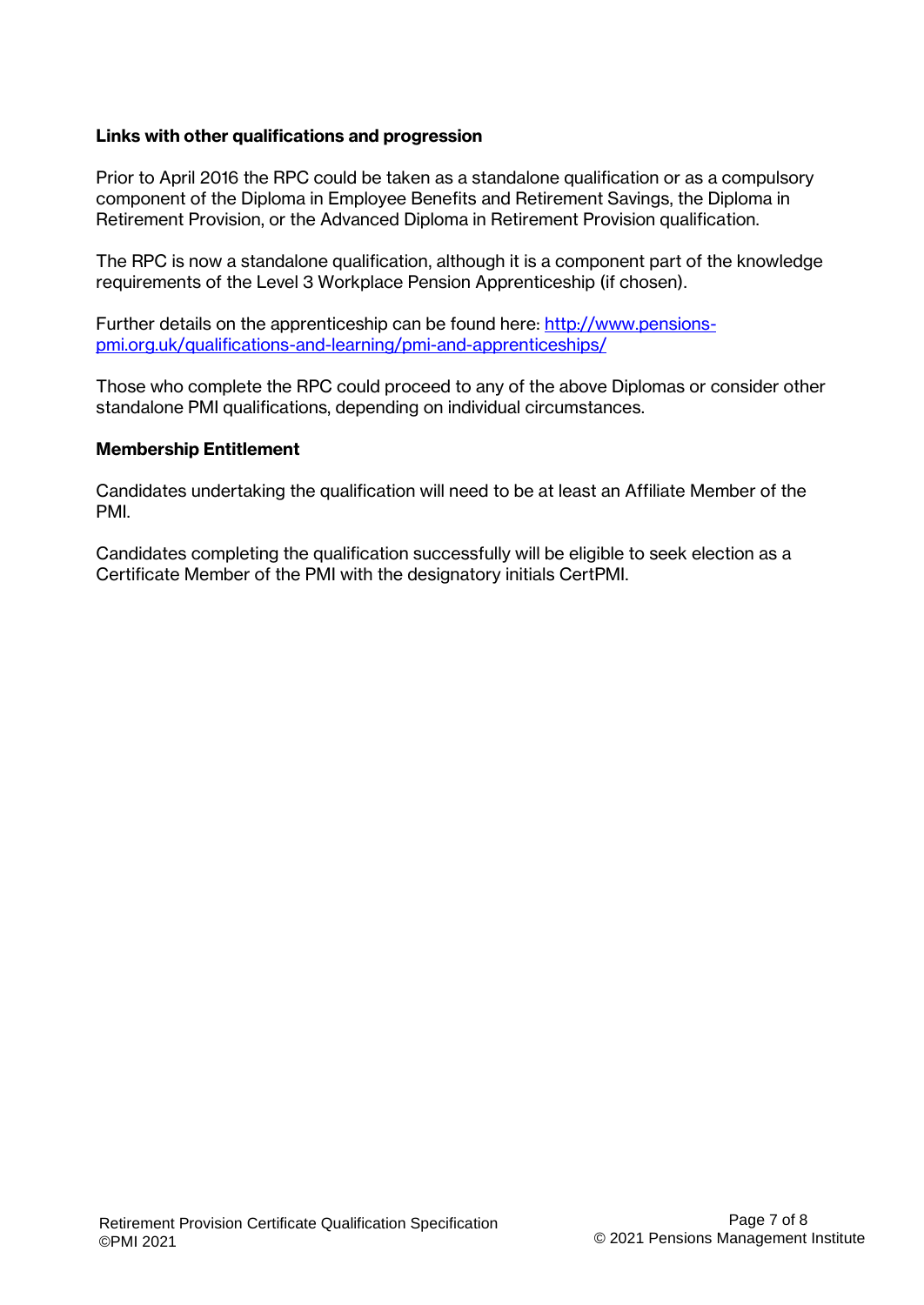**Links with other qualifications and progression**

Prior to April 2016 the RPC could be taken as a standalone qualification or as a compulsory component of the Diploma in Employee Benefits and Retirement Savings, the Diploma in Retirement Provision, or the Advanced Diploma in Retirement Provision qualification.

The RPC is now a standalone qualification, although it is a component part of the knowledge requirements of the Level 3 Workplace Pension Apprenticeship (if chosen).

Further details on the apprenticeship can be found here: [http://www.pensions-pmi.org.uk/qualifications-and-learning/pmi-and-apprenticeships/](http://www.pensions-pmi.org.uk/qualifications-and-learning/pmi-and-apprenticeships/)

Those who complete the RPC could proceed to any of the above Diplomas or consider other standalone PMI qualifications, depending on individual circumstances.

**Membership Entitlement**

Candidates undertaking the qualification will need to be at least an Affiliate Member of the PMI.

Candidates completing the qualification successfully will be eligible to seek election as a Certificate Member of the PMI with the designatory initials CertPMI.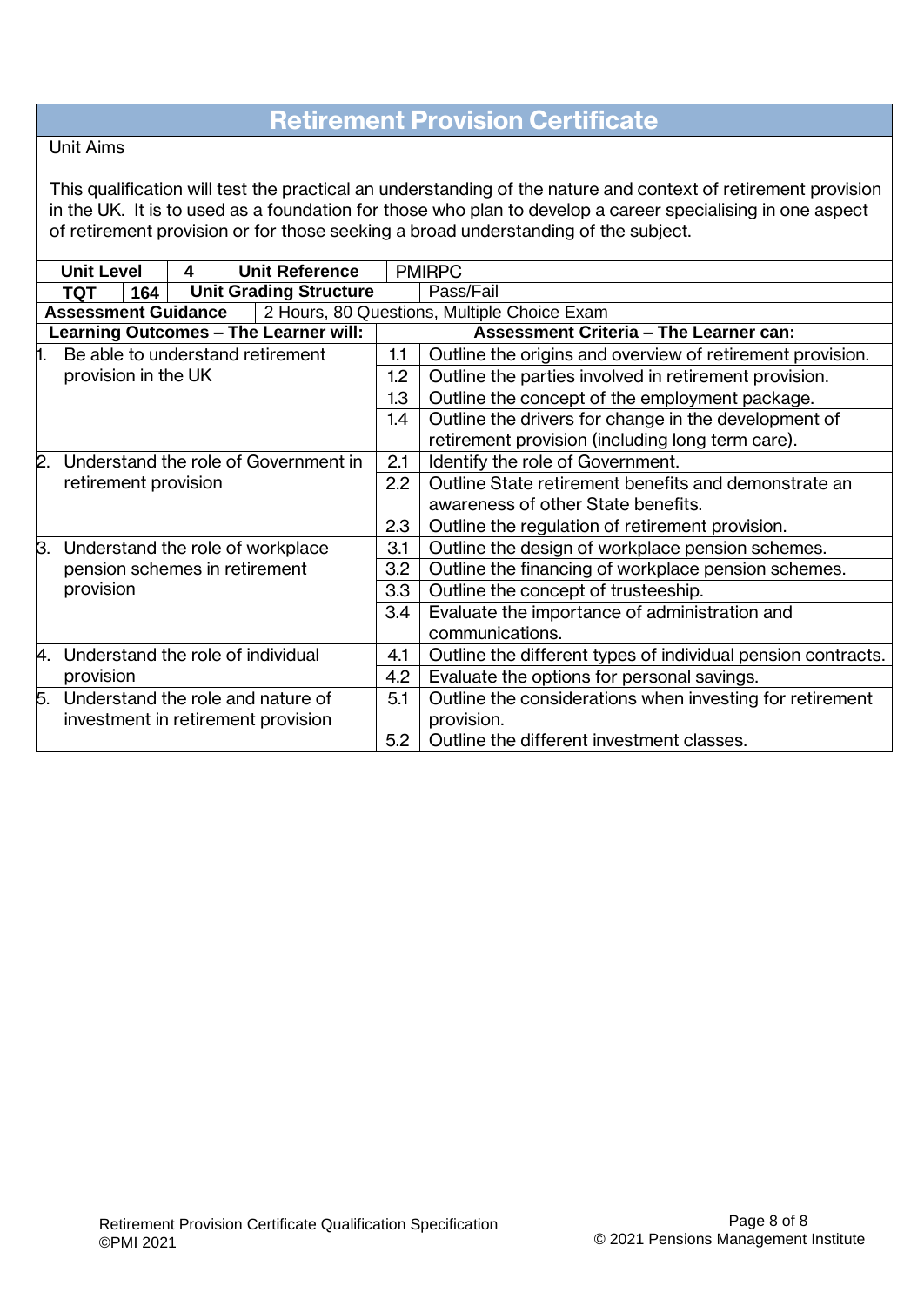# Retirement Provision Certificate

Unit Aims

This qualification will test the practical an understanding of the nature and context of retirement provision in the UK. It is to used as a foundation for those who plan to develop a career specialising in one aspect of retirement provision or for those seeking a broad understanding of the subject.

| | | | |
|---|---|---|---|
| **Unit Level** | **4** | **Unit Reference** | PMIRPC |
| **TQT** | **164** | **Unit Grading Structure** | Pass/Fail |
| **Assessment Guidance** | 2 Hours, 80 Questions, Multiple Choice Exam | | |

| **Learning Outcomes – The Learner will:** | | **Assessment Criteria – The Learner can:** |
|---|---|---|
| 1. Be able to understand retirement provision in the UK | 1.1 | Outline the origins and overview of retirement provision. |
| | 1.2 | Outline the parties involved in retirement provision. |
| | 1.3 | Outline the concept of the employment package. |
| | 1.4 | Outline the drivers for change in the development of retirement provision (including long term care). |
| 2. Understand the role of Government in retirement provision | 2.1 | Identify the role of Government. |
| | 2.2 | Outline State retirement benefits and demonstrate an awareness of other State benefits. |
| | 2.3 | Outline the regulation of retirement provision. |
| 3. Understand the role of workplace pension schemes in retirement provision | 3.1 | Outline the design of workplace pension schemes. |
| | 3.2 | Outline the financing of workplace pension schemes. |
| | 3.3 | Outline the concept of trusteeship. |
| | 3.4 | Evaluate the importance of administration and communications. |
| 4. Understand the role of individual provision | 4.1 | Outline the different types of individual pension contracts. |
| | 4.2 | Evaluate the options for personal savings. |
| 5. Understand the role and nature of investment in retirement provision | 5.1 | Outline the considerations when investing for retirement provision. |
| | 5.2 | Outline the different investment classes. |